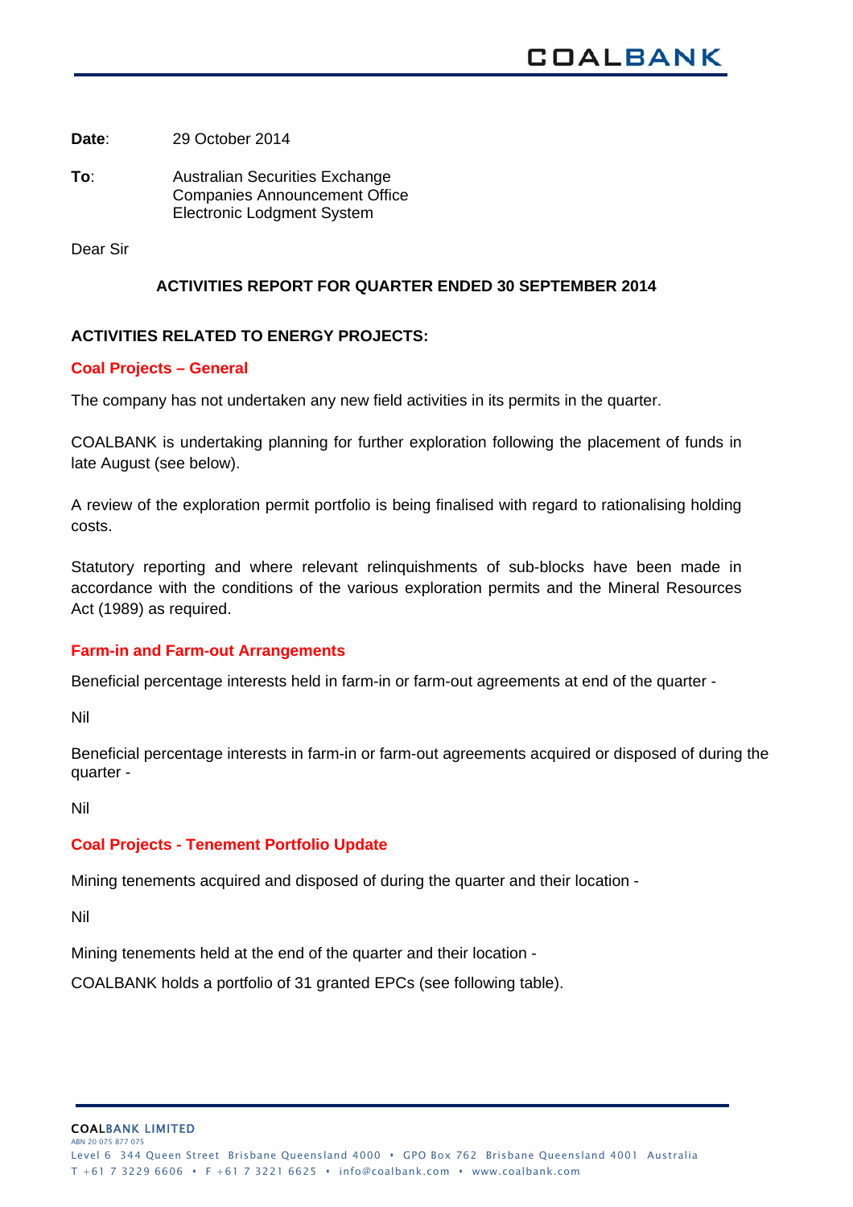**Date**: 29 October 2014

**To**: Australian Securities Exchange
Companies Announcement Office
Electronic Lodgment System

Dear Sir

## ACTIVITIES REPORT FOR QUARTER ENDED 30 SEPTEMBER 2014

### ACTIVITIES RELATED TO ENERGY PROJECTS:

#### Coal Projects – General

The company has not undertaken any new field activities in its permits in the quarter.

COALBANK is undertaking planning for further exploration following the placement of funds in late August (see below).

A review of the exploration permit portfolio is being finalised with regard to rationalising holding costs.

Statutory reporting and where relevant relinquishments of sub-blocks have been made in accordance with the conditions of the various exploration permits and the Mineral Resources Act (1989) as required.

#### Farm-in and Farm-out Arrangements

Beneficial percentage interests held in farm-in or farm-out agreements at end of the quarter -

Nil

Beneficial percentage interests in farm-in or farm-out agreements acquired or disposed of during the quarter -

Nil

#### Coal Projects - Tenement Portfolio Update

Mining tenements acquired and disposed of during the quarter and their location -

Nil

Mining tenements held at the end of the quarter and their location -

COALBANK holds a portfolio of 31 granted EPCs (see following table).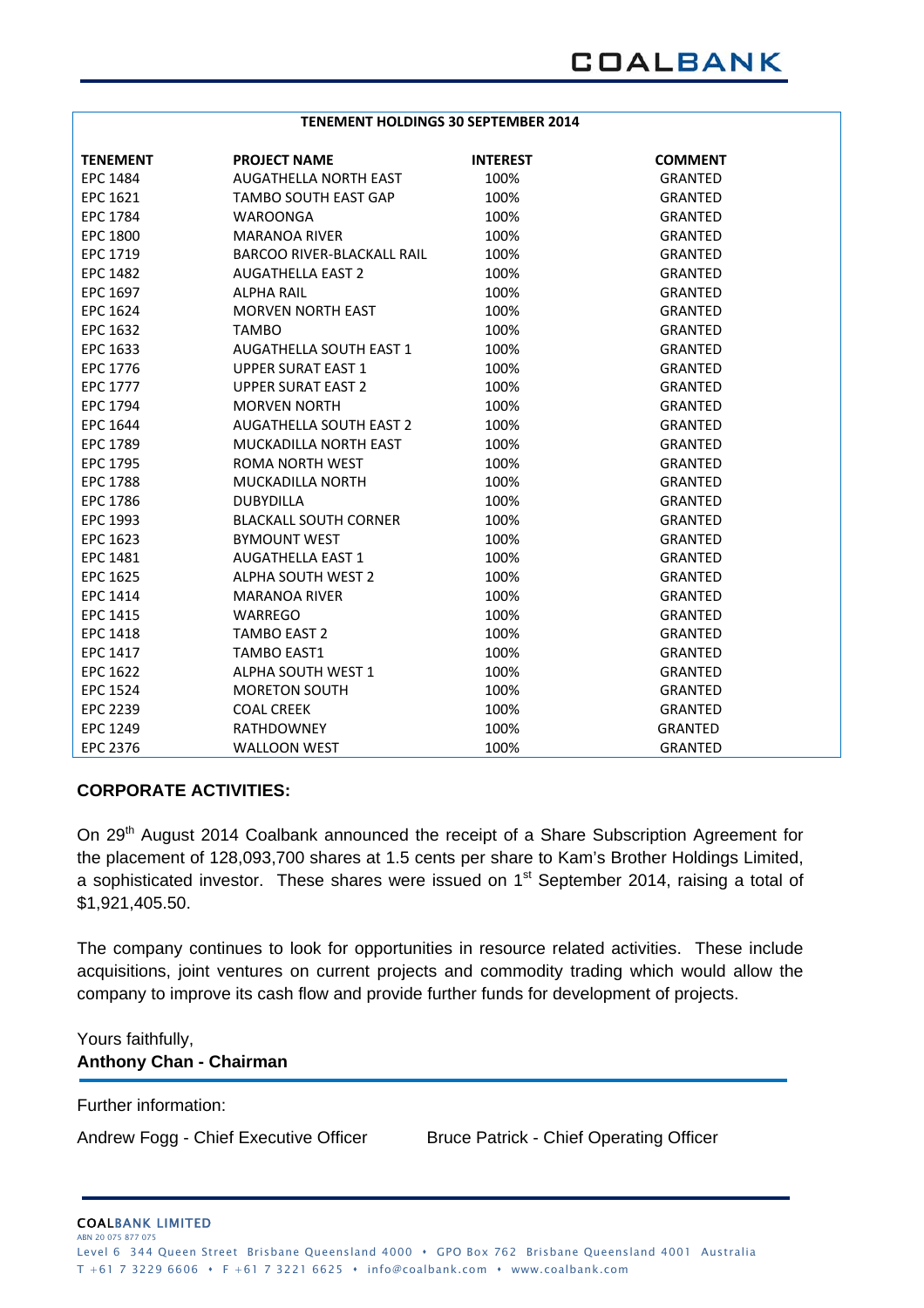**TENEMENT HOLDINGS 30 SEPTEMBER 2014**

| TENEMENT | PROJECT NAME | INTEREST | COMMENT |
|---|---|---|---|
| EPC 1484 | AUGATHELLA NORTH EAST | 100% | GRANTED |
| EPC 1621 | TAMBO SOUTH EAST GAP | 100% | GRANTED |
| EPC 1784 | WAROONGA | 100% | GRANTED |
| EPC 1800 | MARANOA RIVER | 100% | GRANTED |
| EPC 1719 | BARCOO RIVER-BLACKALL RAIL | 100% | GRANTED |
| EPC 1482 | AUGATHELLA EAST 2 | 100% | GRANTED |
| EPC 1697 | ALPHA RAIL | 100% | GRANTED |
| EPC 1624 | MORVEN NORTH EAST | 100% | GRANTED |
| EPC 1632 | TAMBO | 100% | GRANTED |
| EPC 1633 | AUGATHELLA SOUTH EAST 1 | 100% | GRANTED |
| EPC 1776 | UPPER SURAT EAST 1 | 100% | GRANTED |
| EPC 1777 | UPPER SURAT EAST 2 | 100% | GRANTED |
| EPC 1794 | MORVEN NORTH | 100% | GRANTED |
| EPC 1644 | AUGATHELLA SOUTH EAST 2 | 100% | GRANTED |
| EPC 1789 | MUCKADILLA NORTH EAST | 100% | GRANTED |
| EPC 1795 | ROMA NORTH WEST | 100% | GRANTED |
| EPC 1788 | MUCKADILLA NORTH | 100% | GRANTED |
| EPC 1786 | DUBYDILLA | 100% | GRANTED |
| EPC 1993 | BLACKALL SOUTH CORNER | 100% | GRANTED |
| EPC 1623 | BYMOUNT WEST | 100% | GRANTED |
| EPC 1481 | AUGATHELLA EAST 1 | 100% | GRANTED |
| EPC 1625 | ALPHA SOUTH WEST 2 | 100% | GRANTED |
| EPC 1414 | MARANOA RIVER | 100% | GRANTED |
| EPC 1415 | WARREGO | 100% | GRANTED |
| EPC 1418 | TAMBO EAST 2 | 100% | GRANTED |
| EPC 1417 | TAMBO EAST1 | 100% | GRANTED |
| EPC 1622 | ALPHA SOUTH WEST 1 | 100% | GRANTED |
| EPC 1524 | MORETON SOUTH | 100% | GRANTED |
| EPC 2239 | COAL CREEK | 100% | GRANTED |
| EPC 1249 | RATHDOWNEY | 100% | GRANTED |
| EPC 2376 | WALLOON WEST | 100% | GRANTED |

## CORPORATE ACTIVITIES:

On 29th August 2014 Coalbank announced the receipt of a Share Subscription Agreement for the placement of 128,093,700 shares at 1.5 cents per share to Kam's Brother Holdings Limited, a sophisticated investor. These shares were issued on 1st September 2014, raising a total of $1,921,405.50.

The company continues to look for opportunities in resource related activities. These include acquisitions, joint ventures on current projects and commodity trading which would allow the company to improve its cash flow and provide further funds for development of projects.

Yours faithfully,

**Anthony Chan - Chairman**

Further information:

Andrew Fogg - Chief Executive Officer

Bruce Patrick - Chief Operating Officer

COALBANK LIMITED
ABN 20 075 877 075
Level 6 344 Queen Street Brisbane Queensland 4000 • GPO Box 762 Brisbane Queensland 4001 Australia
T +61 7 3229 6606 • F +61 7 3221 6625 • info@coalbank.com • www.coalbank.com